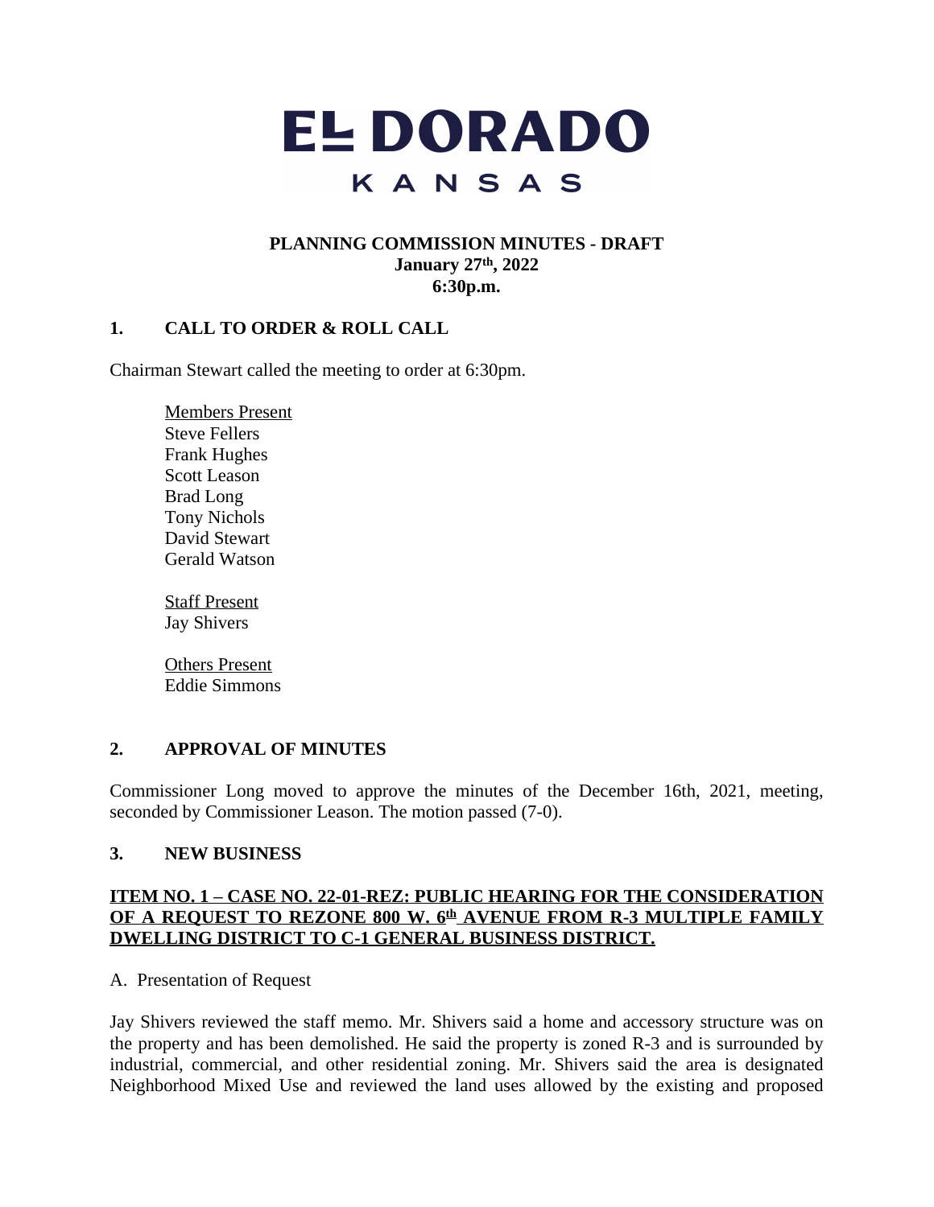# EL DORADO
## KANSAS

**PLANNING COMMISSION MINUTES - DRAFT**
**January 27th, 2022**
**6:30p.m.**

## 1. CALL TO ORDER & ROLL CALL

Chairman Stewart called the meeting to order at 6:30pm.

Members Present
Steve Fellers
Frank Hughes
Scott Leason
Brad Long
Tony Nichols
David Stewart
Gerald Watson

Staff Present
Jay Shivers

Others Present
Eddie Simmons

## 2. APPROVAL OF MINUTES

Commissioner Long moved to approve the minutes of the December 16th, 2021, meeting, seconded by Commissioner Leason. The motion passed (7-0).

## 3. NEW BUSINESS

**ITEM NO. 1 – CASE NO. 22-01-REZ: PUBLIC HEARING FOR THE CONSIDERATION OF A REQUEST TO REZONE 800 W. 6th AVENUE FROM R-3 MULTIPLE FAMILY DWELLING DISTRICT TO C-1 GENERAL BUSINESS DISTRICT.**

A. Presentation of Request

Jay Shivers reviewed the staff memo. Mr. Shivers said a home and accessory structure was on the property and has been demolished. He said the property is zoned R-3 and is surrounded by industrial, commercial, and other residential zoning. Mr. Shivers said the area is designated Neighborhood Mixed Use and reviewed the land uses allowed by the existing and proposed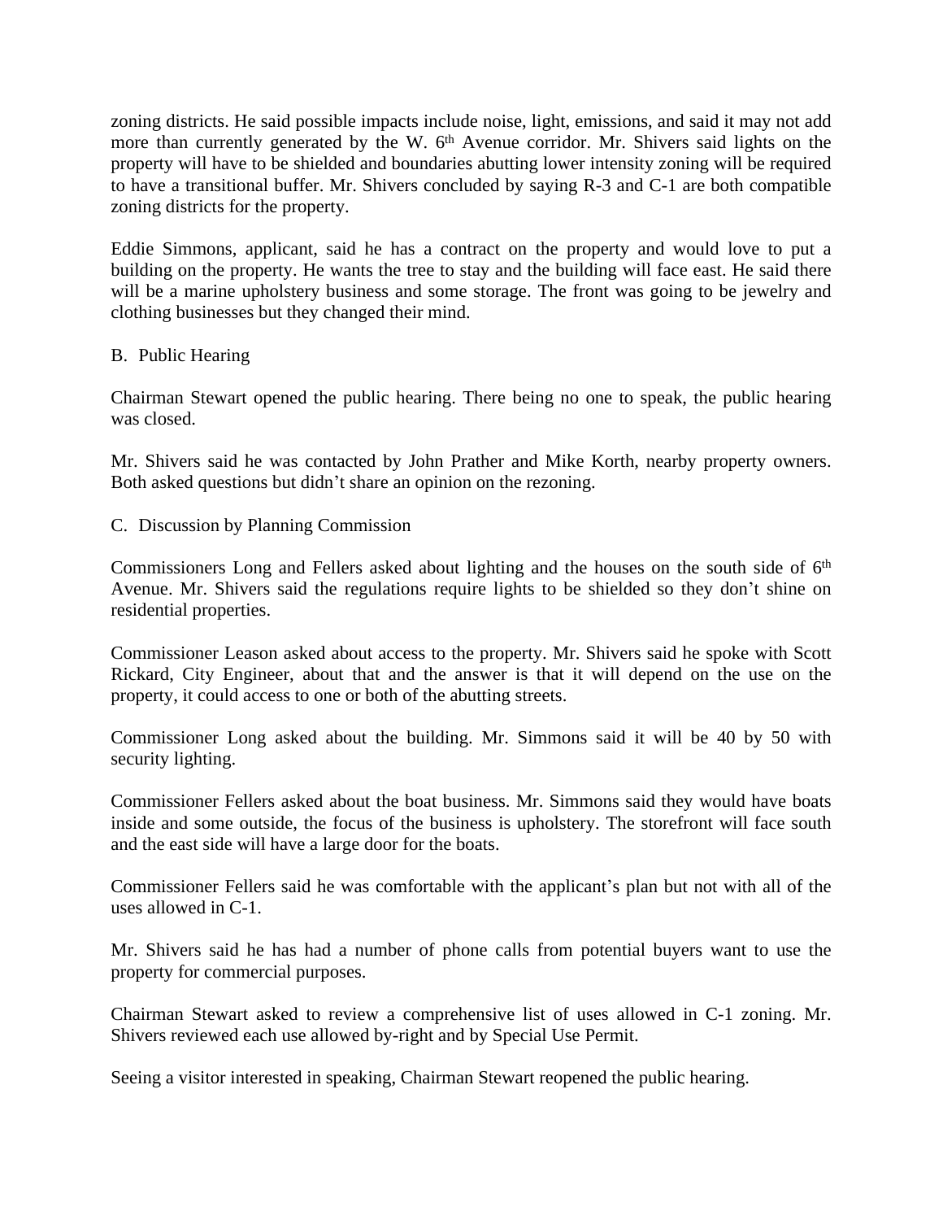zoning districts. He said possible impacts include noise, light, emissions, and said it may not add more than currently generated by the W. 6th Avenue corridor. Mr. Shivers said lights on the property will have to be shielded and boundaries abutting lower intensity zoning will be required to have a transitional buffer. Mr. Shivers concluded by saying R-3 and C-1 are both compatible zoning districts for the property.

Eddie Simmons, applicant, said he has a contract on the property and would love to put a building on the property. He wants the tree to stay and the building will face east. He said there will be a marine upholstery business and some storage. The front was going to be jewelry and clothing businesses but they changed their mind.

B. Public Hearing

Chairman Stewart opened the public hearing. There being no one to speak, the public hearing was closed.

Mr. Shivers said he was contacted by John Prather and Mike Korth, nearby property owners. Both asked questions but didn't share an opinion on the rezoning.

C. Discussion by Planning Commission

Commissioners Long and Fellers asked about lighting and the houses on the south side of 6th Avenue. Mr. Shivers said the regulations require lights to be shielded so they don't shine on residential properties.

Commissioner Leason asked about access to the property. Mr. Shivers said he spoke with Scott Rickard, City Engineer, about that and the answer is that it will depend on the use on the property, it could access to one or both of the abutting streets.

Commissioner Long asked about the building. Mr. Simmons said it will be 40 by 50 with security lighting.

Commissioner Fellers asked about the boat business. Mr. Simmons said they would have boats inside and some outside, the focus of the business is upholstery. The storefront will face south and the east side will have a large door for the boats.

Commissioner Fellers said he was comfortable with the applicant's plan but not with all of the uses allowed in C-1.

Mr. Shivers said he has had a number of phone calls from potential buyers want to use the property for commercial purposes.

Chairman Stewart asked to review a comprehensive list of uses allowed in C-1 zoning. Mr. Shivers reviewed each use allowed by-right and by Special Use Permit.

Seeing a visitor interested in speaking, Chairman Stewart reopened the public hearing.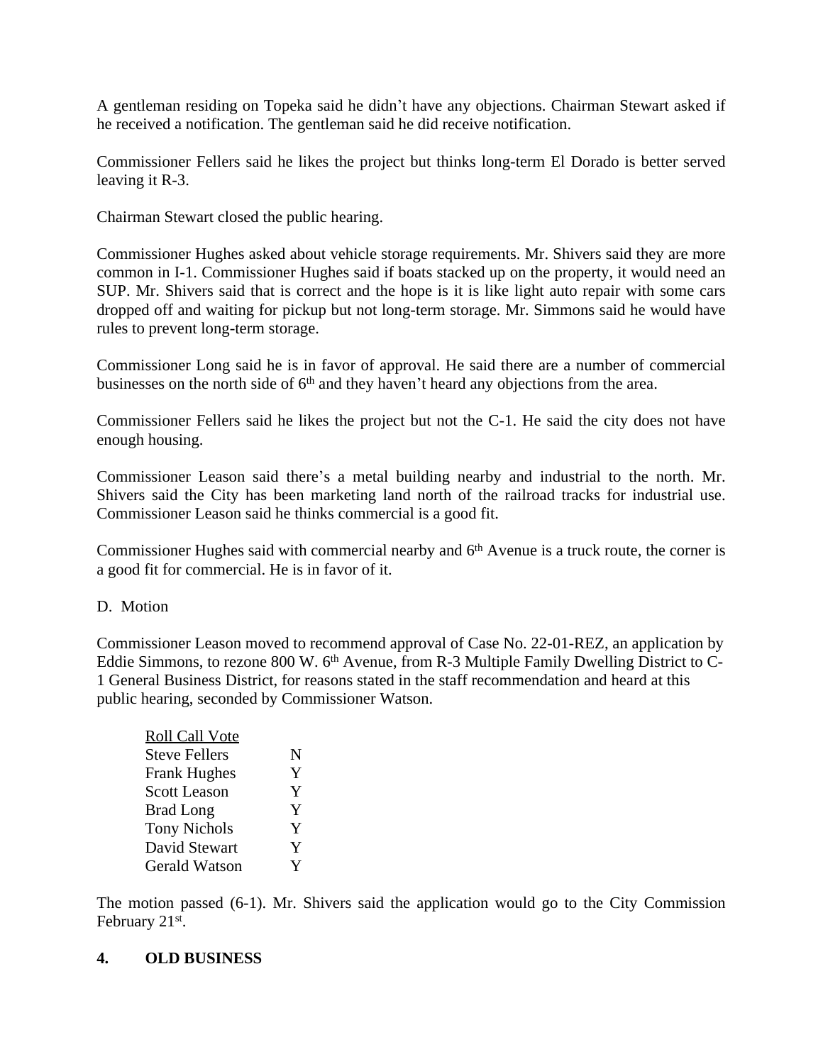A gentleman residing on Topeka said he didn't have any objections. Chairman Stewart asked if he received a notification. The gentleman said he did receive notification.

Commissioner Fellers said he likes the project but thinks long-term El Dorado is better served leaving it R-3.

Chairman Stewart closed the public hearing.

Commissioner Hughes asked about vehicle storage requirements. Mr. Shivers said they are more common in I-1. Commissioner Hughes said if boats stacked up on the property, it would need an SUP. Mr. Shivers said that is correct and the hope is it is like light auto repair with some cars dropped off and waiting for pickup but not long-term storage. Mr. Simmons said he would have rules to prevent long-term storage.

Commissioner Long said he is in favor of approval. He said there are a number of commercial businesses on the north side of 6th and they haven't heard any objections from the area.

Commissioner Fellers said he likes the project but not the C-1. He said the city does not have enough housing.

Commissioner Leason said there's a metal building nearby and industrial to the north. Mr. Shivers said the City has been marketing land north of the railroad tracks for industrial use. Commissioner Leason said he thinks commercial is a good fit.

Commissioner Hughes said with commercial nearby and 6th Avenue is a truck route, the corner is a good fit for commercial. He is in favor of it.

D. Motion

Commissioner Leason moved to recommend approval of Case No. 22-01-REZ, an application by Eddie Simmons, to rezone 800 W. 6th Avenue, from R-3 Multiple Family Dwelling District to C-1 General Business District, for reasons stated in the staff recommendation and heard at this public hearing, seconded by Commissioner Watson.

| Roll Call Vote | |
|---|---|
| Steve Fellers | N |
| Frank Hughes | Y |
| Scott Leason | Y |
| Brad Long | Y |
| Tony Nichols | Y |
| David Stewart | Y |
| Gerald Watson | Y |

The motion passed (6-1). Mr. Shivers said the application would go to the City Commission February 21st.

## 4. OLD BUSINESS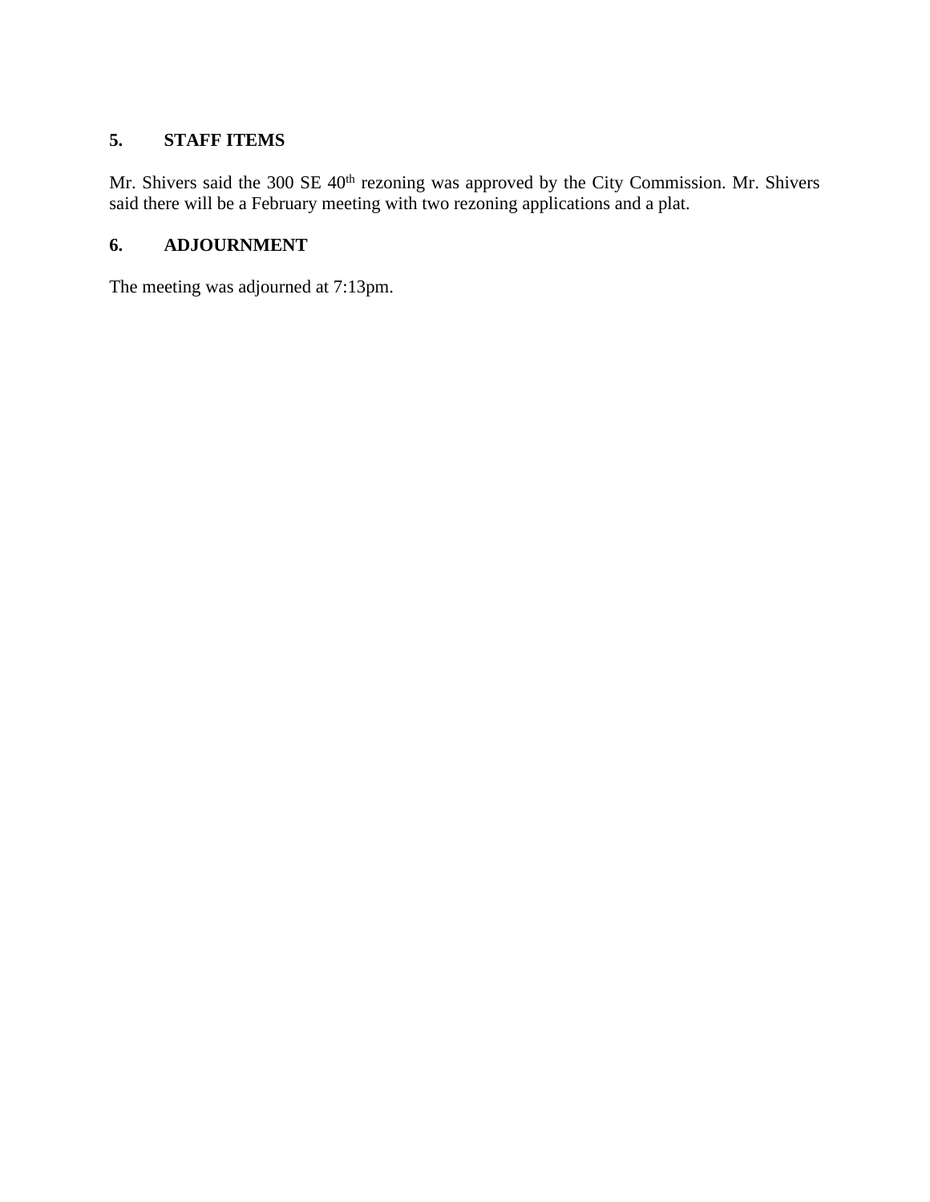## 5. STAFF ITEMS

Mr. Shivers said the 300 SE $40^{th}$ rezoning was approved by the City Commission. Mr. Shivers said there will be a February meeting with two rezoning applications and a plat.

## 6. ADJOURNMENT

The meeting was adjourned at 7:13pm.